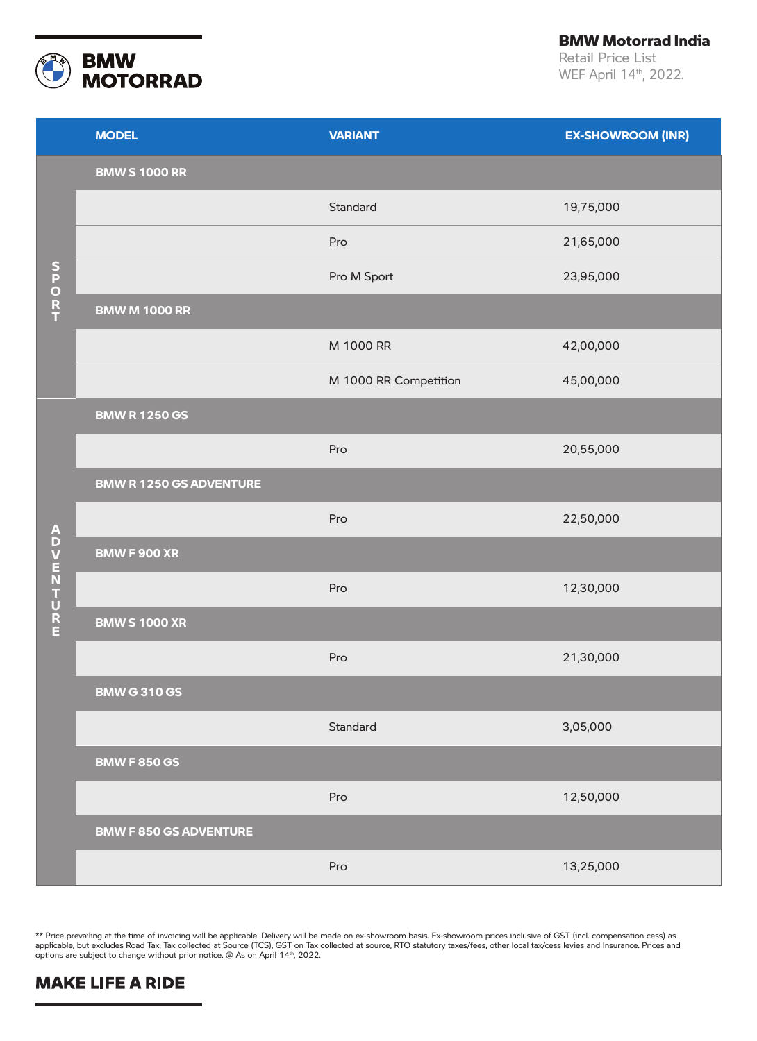**BMW MOTORRAD**

**BMW Motorrad India**
Retail Price List
WEF April 14th, 2022.

| | MODEL | VARIANT | EX-SHOWROOM (INR) |
|---|---|---|---|
| SPORT | **BMW S 1000 RR** | | |
| | | Standard | 19,75,000 |
| | | Pro | 21,65,000 |
| | | Pro M Sport | 23,95,000 |
| | **BMW M 1000 RR** | | |
| | | M 1000 RR | 42,00,000 |
| | | M 1000 RR Competition | 45,00,000 |
| ADVENTURE | **BMW R 1250 GS** | | |
| | | Pro | 20,55,000 |
| | **BMW R 1250 GS ADVENTURE** | | |
| | | Pro | 22,50,000 |
| | **BMW F 900 XR** | | |
| | | Pro | 12,30,000 |
| | **BMW S 1000 XR** | | |
| | | Pro | 21,30,000 |
| | **BMW G 310 GS** | | |
| | | Standard | 3,05,000 |
| | **BMW F 850 GS** | | |
| | | Pro | 12,50,000 |
| | **BMW F 850 GS ADVENTURE** | | |
| | | Pro | 13,25,000 |

** Price prevailing at the time of invoicing will be applicable. Delivery will be made on ex-showroom basis. Ex-showroom prices inclusive of GST (incl. compensation cess) as applicable, but excludes Road Tax, Tax collected at Source (TCS), GST on Tax collected at source, RTO statutory taxes/fees, other local tax/cess levies and Insurance. Prices and options are subject to change without prior notice. @ As on April 14th, 2022.

**MAKE LIFE A RIDE**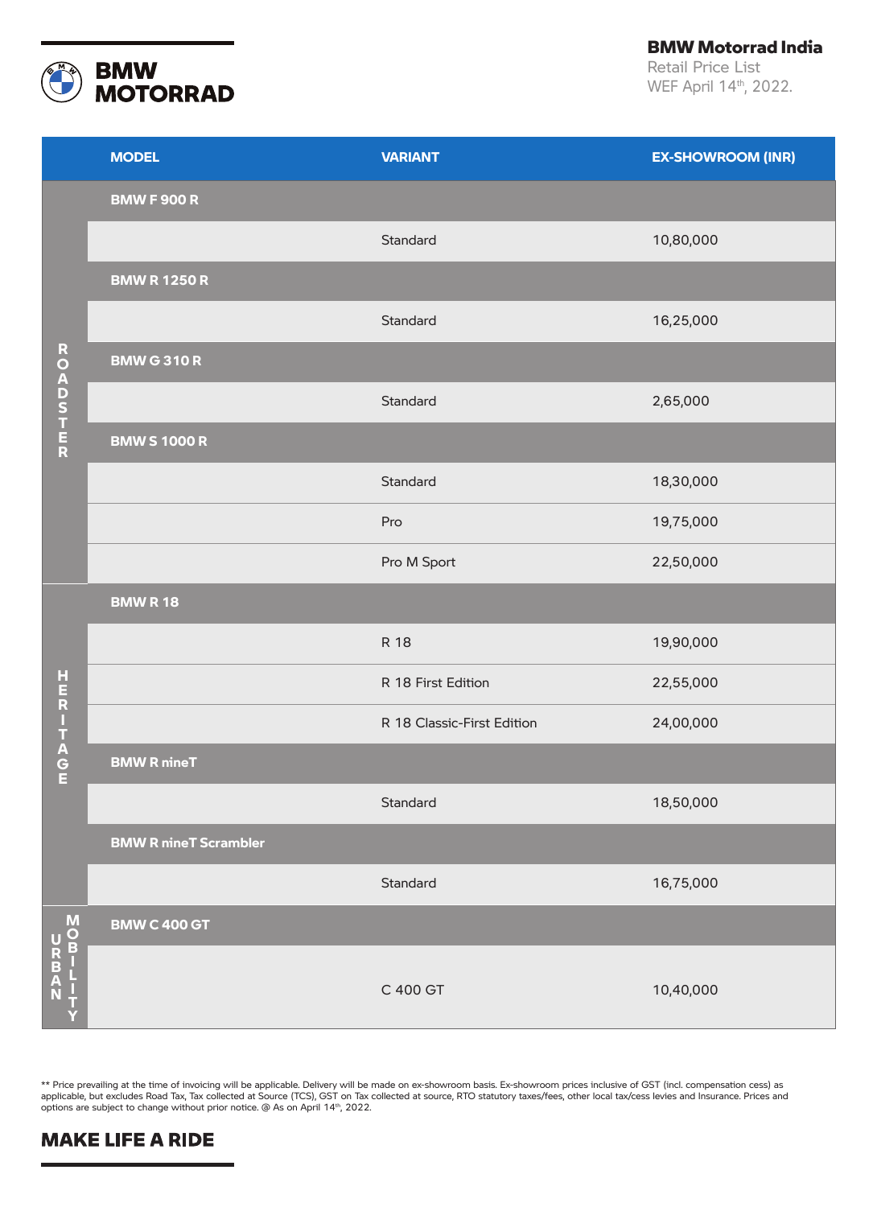# BMW MOTORRAD

**BMW Motorrad India**
Retail Price List
WEF April 14th, 2022.

| | MODEL | VARIANT | EX-SHOWROOM (INR) |
|---|---|---|---|
| ROADSTER | **BMW F 900 R** | | |
| | | Standard | 10,80,000 |
| | **BMW R 1250 R** | | |
| | | Standard | 16,25,000 |
| | **BMW G 310 R** | | |
| | | Standard | 2,65,000 |
| | **BMW S 1000 R** | | |
| | | Standard | 18,30,000 |
| | | Pro | 19,75,000 |
| | | Pro M Sport | 22,50,000 |
| HERITAGE | **BMW R 18** | | |
| | | R 18 | 19,90,000 |
| | | R 18 First Edition | 22,55,000 |
| | | R 18 Classic-First Edition | 24,00,000 |
| | **BMW R nineT** | | |
| | | Standard | 18,50,000 |
| | **BMW R nineT Scrambler** | | |
| | | Standard | 16,75,000 |
| URBAN MOBILITY | **BMW C 400 GT** | | |
| | | C 400 GT | 10,40,000 |

** Price prevailing at the time of invoicing will be applicable. Delivery will be made on ex-showroom basis. Ex-showroom prices inclusive of GST (incl. compensation cess) as applicable, but excludes Road Tax, Tax collected at Source (TCS), GST on Tax collected at source, RTO statutory taxes/fees, other local tax/cess levies and Insurance. Prices and options are subject to change without prior notice. @ As on April 14th, 2022.

**MAKE LIFE A RIDE**